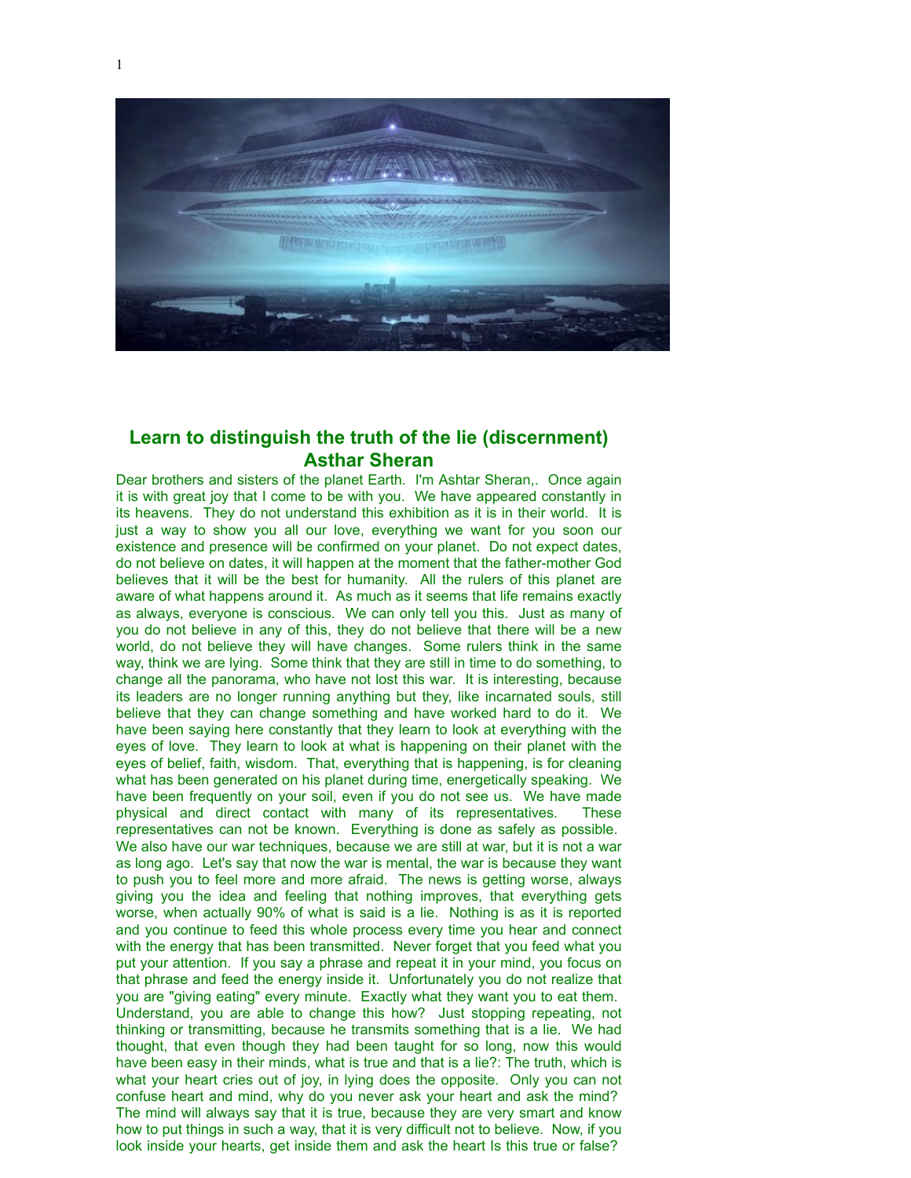# Learn to distinguish the truth of the lie (discernment)
## Asthar Sheran

Dear brothers and sisters of the planet Earth. I'm Ashtar Sheran,. Once again it is with great joy that I come to be with you. We have appeared constantly in its heavens. They do not understand this exhibition as it is in their world. It is just a way to show you all our love, everything we want for you soon our existence and presence will be confirmed on your planet. Do not expect dates, do not believe on dates, it will happen at the moment that the father-mother God believes that it will be the best for humanity. All the rulers of this planet are aware of what happens around it. As much as it seems that life remains exactly as always, everyone is conscious. We can only tell you this. Just as many of you do not believe in any of this, they do not believe that there will be a new world, do not believe they will have changes. Some rulers think in the same way, think we are lying. Some think that they are still in time to do something, to change all the panorama, who have not lost this war. It is interesting, because its leaders are no longer running anything but they, like incarnated souls, still believe that they can change something and have worked hard to do it. We have been saying here constantly that they learn to look at everything with the eyes of love. They learn to look at what is happening on their planet with the eyes of belief, faith, wisdom. That, everything that is happening, is for cleaning what has been generated on his planet during time, energetically speaking. We have been frequently on your soil, even if you do not see us. We have made physical and direct contact with many of its representatives. These representatives can not be known. Everything is done as safely as possible. We also have our war techniques, because we are still at war, but it is not a war as long ago. Let's say that now the war is mental, the war is because they want to push you to feel more and more afraid. The news is getting worse, always giving you the idea and feeling that nothing improves, that everything gets worse, when actually 90% of what is said is a lie. Nothing is as it is reported and you continue to feed this whole process every time you hear and connect with the energy that has been transmitted. Never forget that you feed what you put your attention. If you say a phrase and repeat it in your mind, you focus on that phrase and feed the energy inside it. Unfortunately you do not realize that you are "giving eating" every minute. Exactly what they want you to eat them. Understand, you are able to change this how? Just stopping repeating, not thinking or transmitting, because he transmits something that is a lie. We had thought, that even though they had been taught for so long, now this would have been easy in their minds, what is true and that is a lie?: The truth, which is what your heart cries out of joy, in lying does the opposite. Only you can not confuse heart and mind, why do you never ask your heart and ask the mind? The mind will always say that it is true, because they are very smart and know how to put things in such a way, that it is very difficult not to believe. Now, if you look inside your hearts, get inside them and ask the heart Is this true or false?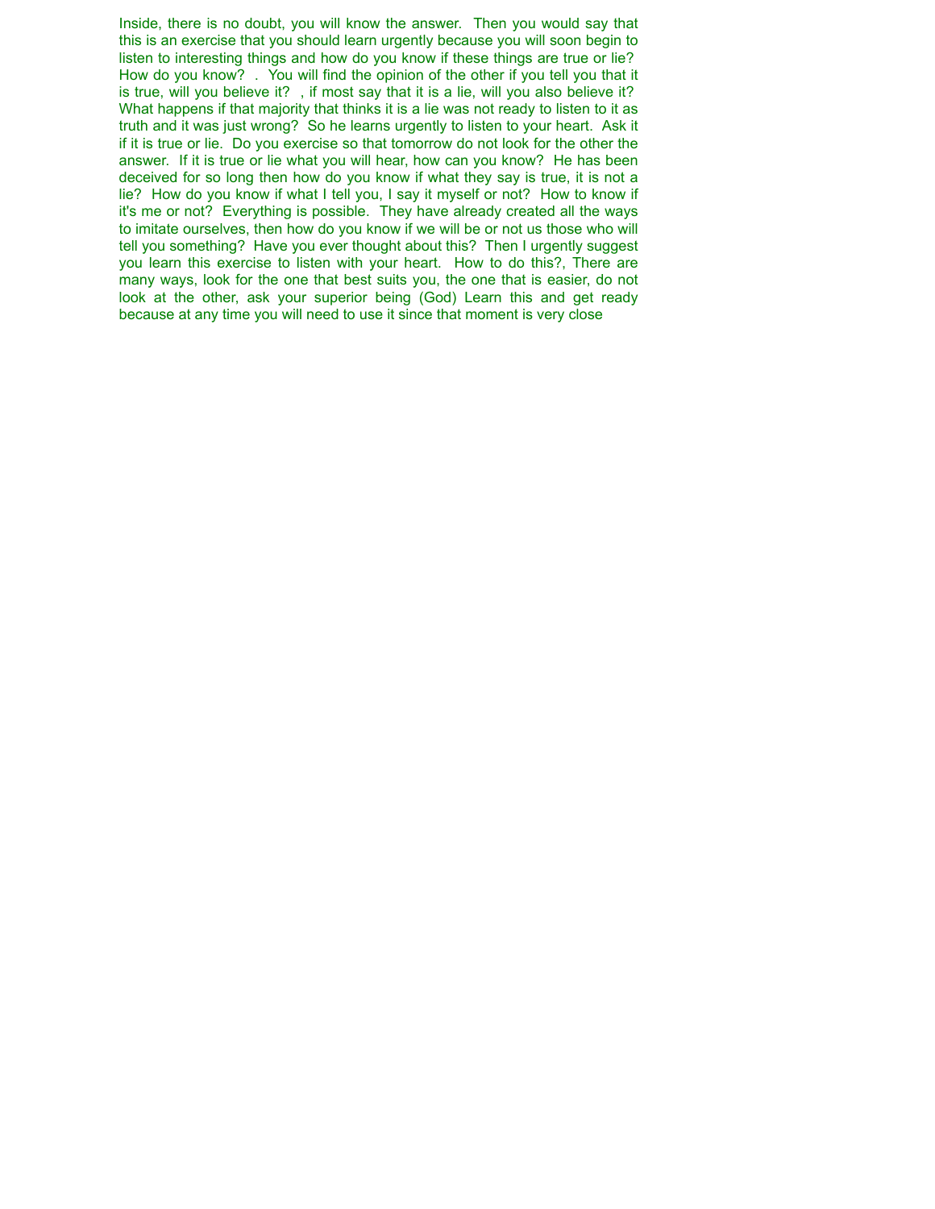Inside, there is no doubt, you will know the answer. Then you would say that this is an exercise that you should learn urgently because you will soon begin to listen to interesting things and how do you know if these things are true or lie? How do you know? . You will find the opinion of the other if you tell you that it is true, will you believe it? , if most say that it is a lie, will you also believe it? What happens if that majority that thinks it is a lie was not ready to listen to it as truth and it was just wrong? So he learns urgently to listen to your heart. Ask it if it is true or lie. Do you exercise so that tomorrow do not look for the other the answer. If it is true or lie what you will hear, how can you know? He has been deceived for so long then how do you know if what they say is true, it is not a lie? How do you know if what I tell you, I say it myself or not? How to know if it's me or not? Everything is possible. They have already created all the ways to imitate ourselves, then how do you know if we will be or not us those who will tell you something? Have you ever thought about this? Then I urgently suggest you learn this exercise to listen with your heart. How to do this?, There are many ways, look for the one that best suits you, the one that is easier, do not look at the other, ask your superior being (God) Learn this and get ready because at any time you will need to use it since that moment is very close